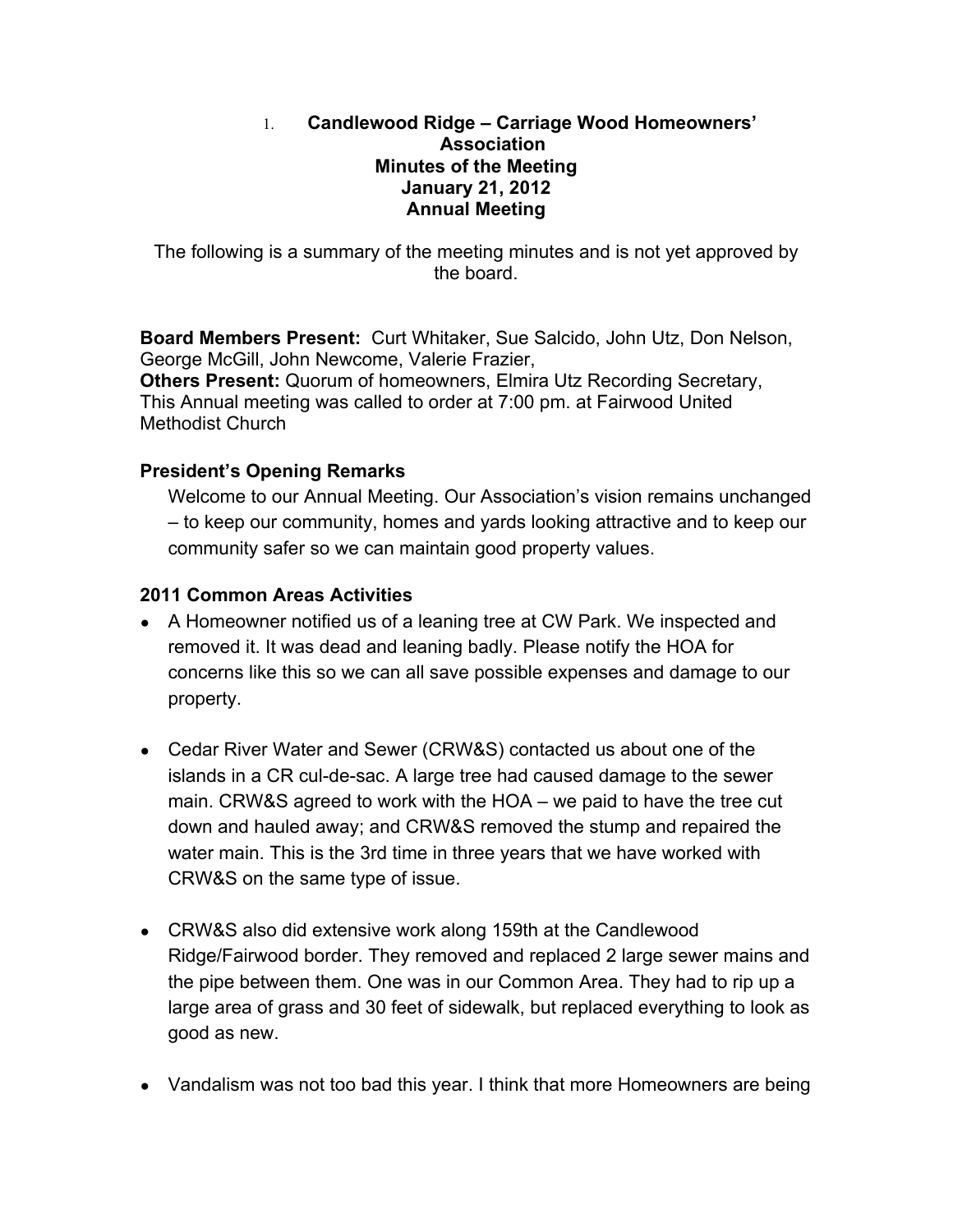1. **Candlewood Ridge – Carriage Wood Homeowners' Association**
**Minutes of the Meeting**
**January 21, 2012**
**Annual Meeting**

The following is a summary of the meeting minutes and is not yet approved by the board.

**Board Members Present:** Curt Whitaker, Sue Salcido, John Utz, Don Nelson, George McGill, John Newcome, Valerie Frazier,
**Others Present:** Quorum of homeowners, Elmira Utz Recording Secretary,
This Annual meeting was called to order at 7:00 pm. at Fairwood United Methodist Church

### President's Opening Remarks

Welcome to our Annual Meeting. Our Association's vision remains unchanged – to keep our community, homes and yards looking attractive and to keep our community safer so we can maintain good property values.

### 2011 Common Areas Activities

- A Homeowner notified us of a leaning tree at CW Park. We inspected and removed it. It was dead and leaning badly. Please notify the HOA for concerns like this so we can all save possible expenses and damage to our property.

- Cedar River Water and Sewer (CRW&S) contacted us about one of the islands in a CR cul-de-sac. A large tree had caused damage to the sewer main. CRW&S agreed to work with the HOA – we paid to have the tree cut down and hauled away; and CRW&S removed the stump and repaired the water main. This is the 3rd time in three years that we have worked with CRW&S on the same type of issue.

- CRW&S also did extensive work along 159th at the Candlewood Ridge/Fairwood border. They removed and replaced 2 large sewer mains and the pipe between them. One was in our Common Area. They had to rip up a large area of grass and 30 feet of sidewalk, but replaced everything to look as good as new.

- Vandalism was not too bad this year. I think that more Homeowners are being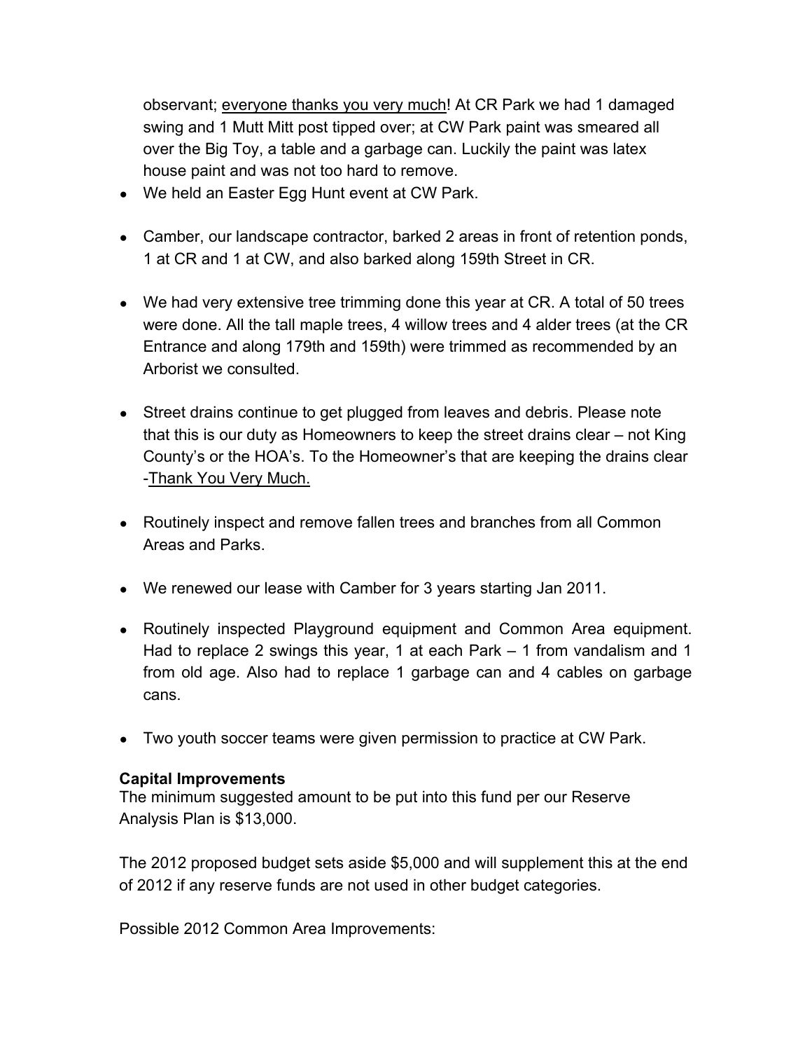observant; <u>everyone thanks you very much</u>! At CR Park we had 1 damaged swing and 1 Mutt Mitt post tipped over; at CW Park paint was smeared all over the Big Toy, a table and a garbage can. Luckily the paint was latex house paint and was not too hard to remove.

- We held an Easter Egg Hunt event at CW Park.

- Camber, our landscape contractor, barked 2 areas in front of retention ponds, 1 at CR and 1 at CW, and also barked along 159th Street in CR.

- We had very extensive tree trimming done this year at CR. A total of 50 trees were done. All the tall maple trees, 4 willow trees and 4 alder trees (at the CR Entrance and along 179th and 159th) were trimmed as recommended by an Arborist we consulted.

- Street drains continue to get plugged from leaves and debris. Please note that this is our duty as Homeowners to keep the street drains clear – not King County's or the HOA's. To the Homeowner's that are keeping the drains clear -<u>Thank You Very Much.</u>

- Routinely inspect and remove fallen trees and branches from all Common Areas and Parks.

- We renewed our lease with Camber for 3 years starting Jan 2011.

- Routinely inspected Playground equipment and Common Area equipment. Had to replace 2 swings this year, 1 at each Park – 1 from vandalism and 1 from old age. Also had to replace 1 garbage can and 4 cables on garbage cans.

- Two youth soccer teams were given permission to practice at CW Park.

**Capital Improvements**

The minimum suggested amount to be put into this fund per our Reserve Analysis Plan is $13,000.

The 2012 proposed budget sets aside $5,000 and will supplement this at the end of 2012 if any reserve funds are not used in other budget categories.

Possible 2012 Common Area Improvements: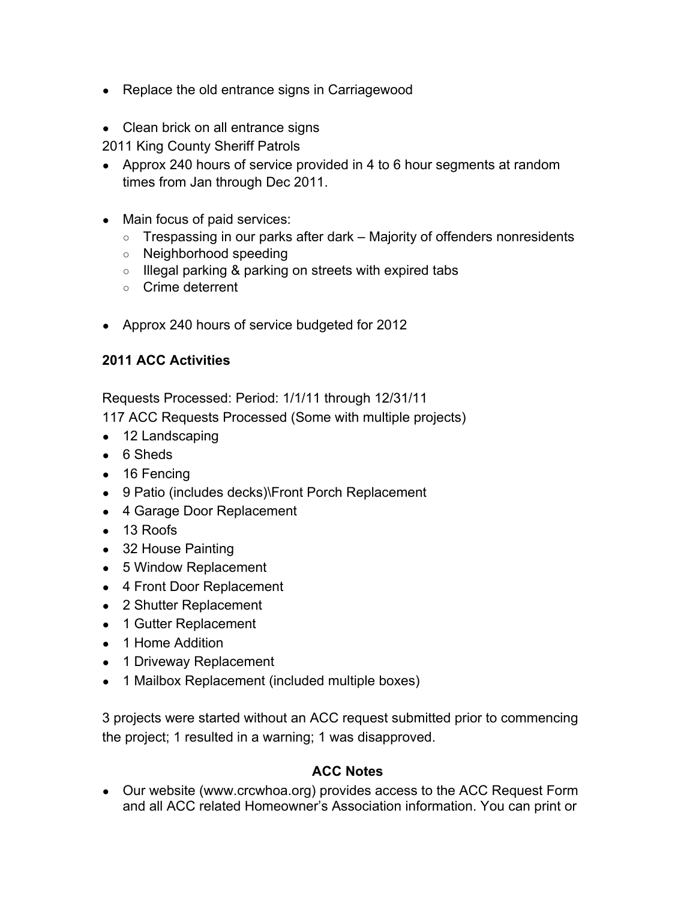- Replace the old entrance signs in Carriagewood
- Clean brick on all entrance signs

2011 King County Sheriff Patrols

- Approx 240 hours of service provided in 4 to 6 hour segments at random times from Jan through Dec 2011.
- Main focus of paid services:
  - Trespassing in our parks after dark – Majority of offenders nonresidents
  - Neighborhood speeding
  - Illegal parking & parking on streets with expired tabs
  - Crime deterrent
- Approx 240 hours of service budgeted for 2012

**2011 ACC Activities**

Requests Processed: Period: 1/1/11 through 12/31/11

117 ACC Requests Processed (Some with multiple projects)

- 12 Landscaping
- 6 Sheds
- 16 Fencing
- 9 Patio (includes decks)\Front Porch Replacement
- 4 Garage Door Replacement
- 13 Roofs
- 32 House Painting
- 5 Window Replacement
- 4 Front Door Replacement
- 2 Shutter Replacement
- 1 Gutter Replacement
- 1 Home Addition
- 1 Driveway Replacement
- 1 Mailbox Replacement (included multiple boxes)

3 projects were started without an ACC request submitted prior to commencing the project; 1 resulted in a warning; 1 was disapproved.

**ACC Notes**

- Our website (www.crcwhoa.org) provides access to the ACC Request Form and all ACC related Homeowner's Association information. You can print or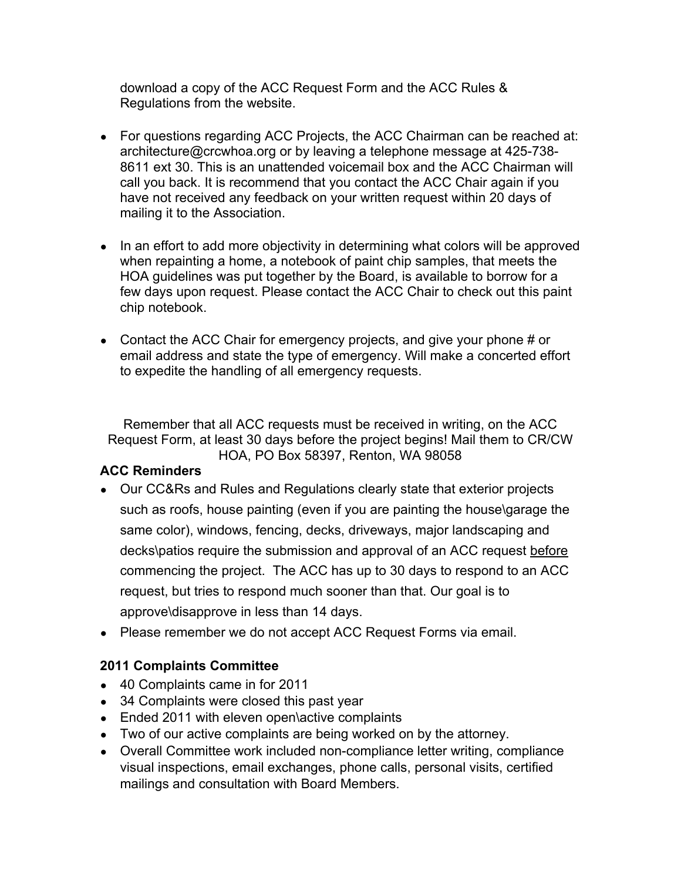download a copy of the ACC Request Form and the ACC Rules & Regulations from the website.

- For questions regarding ACC Projects, the ACC Chairman can be reached at: architecture@crcwhoa.org or by leaving a telephone message at 425-738-8611 ext 30. This is an unattended voicemail box and the ACC Chairman will call you back. It is recommend that you contact the ACC Chair again if you have not received any feedback on your written request within 20 days of mailing it to the Association.

- In an effort to add more objectivity in determining what colors will be approved when repainting a home, a notebook of paint chip samples, that meets the HOA guidelines was put together by the Board, is available to borrow for a few days upon request. Please contact the ACC Chair to check out this paint chip notebook.

- Contact the ACC Chair for emergency projects, and give your phone # or email address and state the type of emergency. Will make a concerted effort to expedite the handling of all emergency requests.

Remember that all ACC requests must be received in writing, on the ACC Request Form, at least 30 days before the project begins! Mail them to CR/CW HOA, PO Box 58397, Renton, WA 98058

**ACC Reminders**

- Our CC&Rs and Rules and Regulations clearly state that exterior projects such as roofs, house painting (even if you are painting the house\garage the same color), windows, fencing, decks, driveways, major landscaping and decks\patios require the submission and approval of an ACC request <u>before</u> commencing the project. The ACC has up to 30 days to respond to an ACC request, but tries to respond much sooner than that. Our goal is to approve\disapprove in less than 14 days.
- Please remember we do not accept ACC Request Forms via email.

**2011 Complaints Committee**

- 40 Complaints came in for 2011
- 34 Complaints were closed this past year
- Ended 2011 with eleven open\active complaints
- Two of our active complaints are being worked on by the attorney.
- Overall Committee work included non-compliance letter writing, compliance visual inspections, email exchanges, phone calls, personal visits, certified mailings and consultation with Board Members.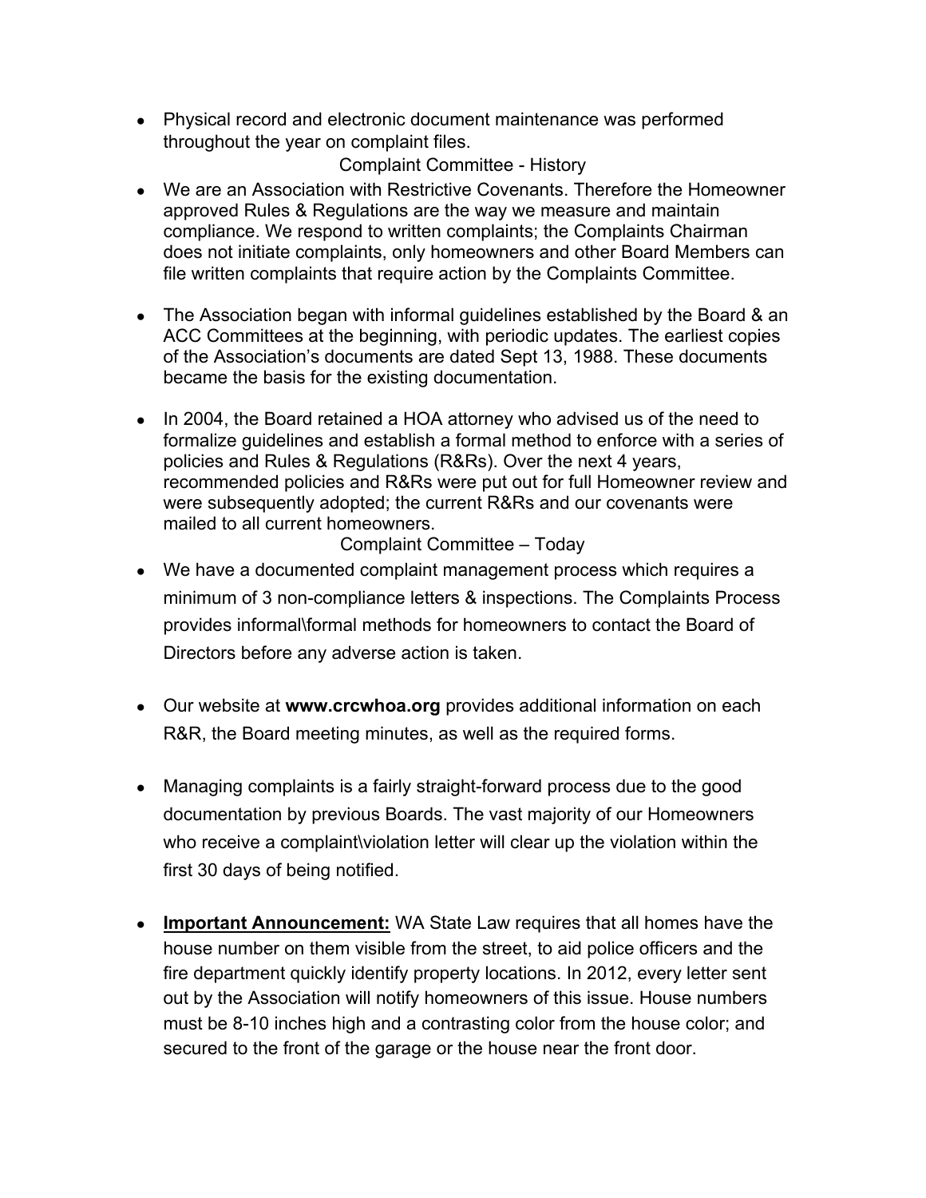- Physical record and electronic document maintenance was performed throughout the year on complaint files.

## Complaint Committee - History

- We are an Association with Restrictive Covenants. Therefore the Homeowner approved Rules & Regulations are the way we measure and maintain compliance. We respond to written complaints; the Complaints Chairman does not initiate complaints, only homeowners and other Board Members can file written complaints that require action by the Complaints Committee.

- The Association began with informal guidelines established by the Board & an ACC Committees at the beginning, with periodic updates. The earliest copies of the Association's documents are dated Sept 13, 1988. These documents became the basis for the existing documentation.

- In 2004, the Board retained a HOA attorney who advised us of the need to formalize guidelines and establish a formal method to enforce with a series of policies and Rules & Regulations (R&Rs). Over the next 4 years, recommended policies and R&Rs were put out for full Homeowner review and were subsequently adopted; the current R&Rs and our covenants were mailed to all current homeowners.

## Complaint Committee – Today

- We have a documented complaint management process which requires a minimum of 3 non-compliance letters & inspections. The Complaints Process provides informal\formal methods for homeowners to contact the Board of Directors before any adverse action is taken.

- Our website at **www.crcwhoa.org** provides additional information on each R&R, the Board meeting minutes, as well as the required forms.

- Managing complaints is a fairly straight-forward process due to the good documentation by previous Boards. The vast majority of our Homeowners who receive a complaint\violation letter will clear up the violation within the first 30 days of being notified.

- **Important Announcement:** WA State Law requires that all homes have the house number on them visible from the street, to aid police officers and the fire department quickly identify property locations. In 2012, every letter sent out by the Association will notify homeowners of this issue. House numbers must be 8-10 inches high and a contrasting color from the house color; and secured to the front of the garage or the house near the front door.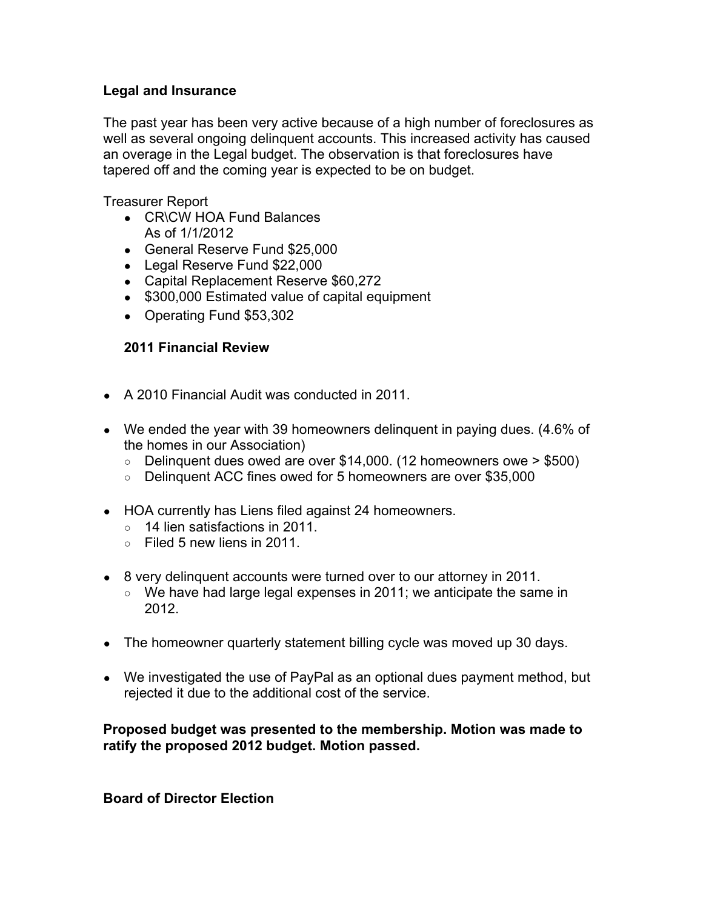**Legal and Insurance**

The past year has been very active because of a high number of foreclosures as well as several ongoing delinquent accounts. This increased activity has caused an overage in the Legal budget. The observation is that foreclosures have tapered off and the coming year is expected to be on budget.

Treasurer Report

- CR\CW HOA Fund Balances
  As of 1/1/2012
- General Reserve Fund $25,000
- Legal Reserve Fund $22,000
- Capital Replacement Reserve $60,272
- $300,000 Estimated value of capital equipment
- Operating Fund $53,302

**2011 Financial Review**

- A 2010 Financial Audit was conducted in 2011.
- We ended the year with 39 homeowners delinquent in paying dues. (4.6% of the homes in our Association)
  - Delinquent dues owed are over $14,000. (12 homeowners owe > $500)
  - Delinquent ACC fines owed for 5 homeowners are over $35,000
- HOA currently has Liens filed against 24 homeowners.
  - 14 lien satisfactions in 2011.
  - Filed 5 new liens in 2011.
- 8 very delinquent accounts were turned over to our attorney in 2011.
  - We have had large legal expenses in 2011; we anticipate the same in 2012.
- The homeowner quarterly statement billing cycle was moved up 30 days.
- We investigated the use of PayPal as an optional dues payment method, but rejected it due to the additional cost of the service.

**Proposed budget was presented to the membership. Motion was made to ratify the proposed 2012 budget. Motion passed.**

**Board of Director Election**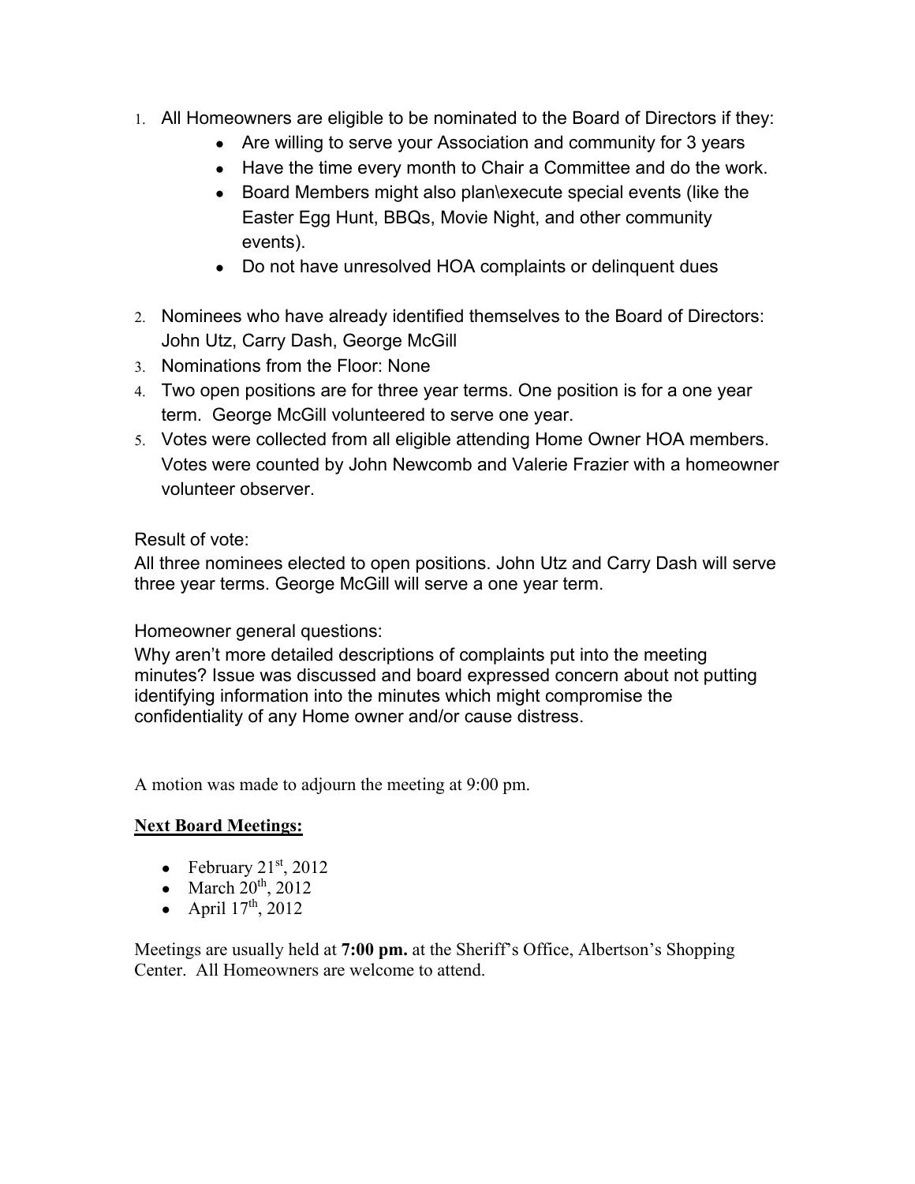1. All Homeowners are eligible to be nominated to the Board of Directors if they:
    - Are willing to serve your Association and community for 3 years
    - Have the time every month to Chair a Committee and do the work.
    - Board Members might also plan\execute special events (like the Easter Egg Hunt, BBQs, Movie Night, and other community events).
    - Do not have unresolved HOA complaints or delinquent dues
2. Nominees who have already identified themselves to the Board of Directors: John Utz, Carry Dash, George McGill
3. Nominations from the Floor: None
4. Two open positions are for three year terms. One position is for a one year term. George McGill volunteered to serve one year.
5. Votes were collected from all eligible attending Home Owner HOA members. Votes were counted by John Newcomb and Valerie Frazier with a homeowner volunteer observer.

Result of vote:
All three nominees elected to open positions. John Utz and Carry Dash will serve three year terms. George McGill will serve a one year term.

Homeowner general questions:
Why aren't more detailed descriptions of complaints put into the meeting minutes? Issue was discussed and board expressed concern about not putting identifying information into the minutes which might compromise the confidentiality of any Home owner and/or cause distress.

A motion was made to adjourn the meeting at 9:00 pm.

**Next Board Meetings:**

- February 21st, 2012
- March 20th, 2012
- April 17th, 2012

Meetings are usually held at **7:00 pm.** at the Sheriff's Office, Albertson's Shopping Center. All Homeowners are welcome to attend.